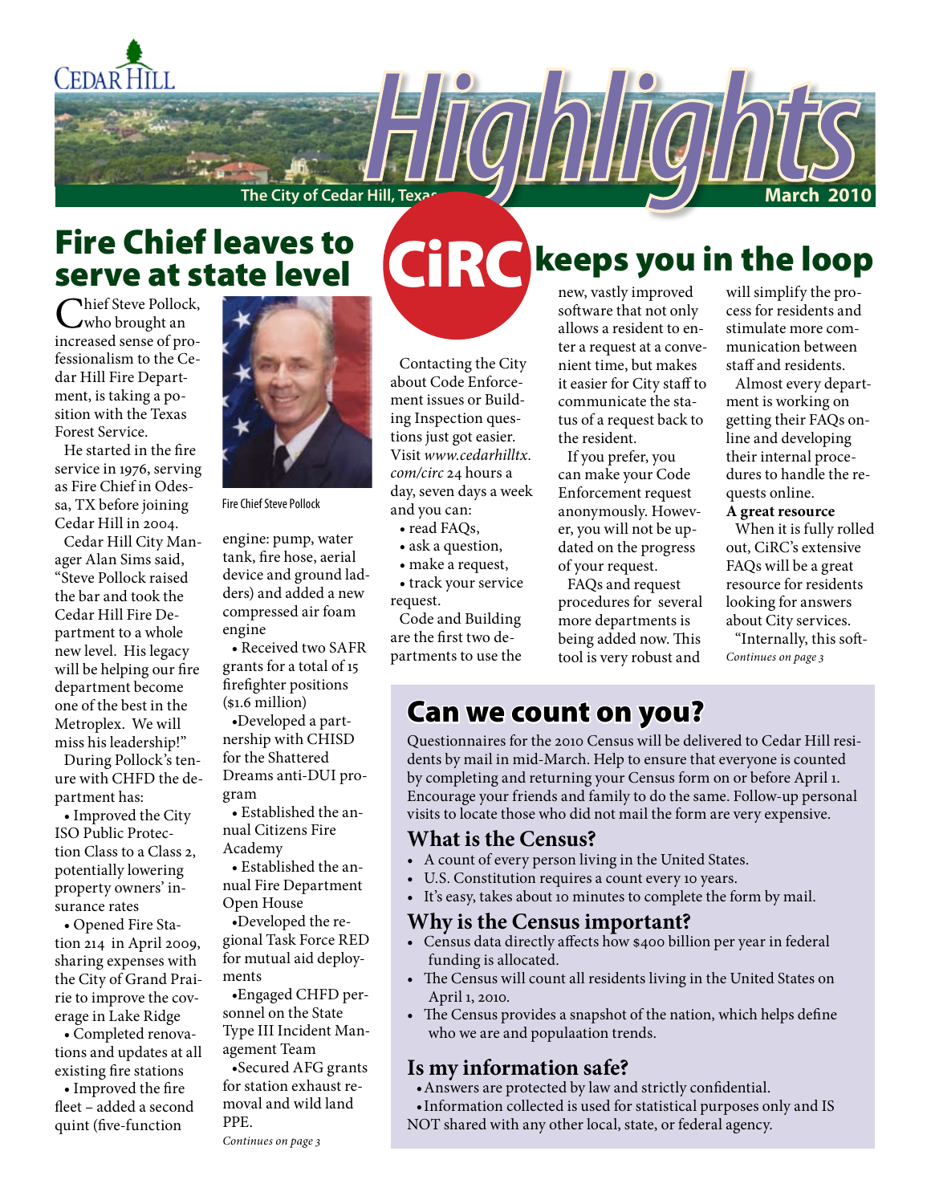# Highlights

The City of Cedar Hill, Texas — March 2010

## Fire Chief leaves to serve at state level

Chief Steve Pollock, who brought an increased sense of professionalism to the Cedar Hill Fire Department, is taking a position with the Texas Forest Service.

He started in the fire service in 1976, serving as Fire Chief in Odessa, TX before joining Cedar Hill in 2004.

Cedar Hill City Manager Alan Sims said, "Steve Pollock raised the bar and took the Cedar Hill Fire Department to a whole new level. His legacy will be helping our fire department become one of the best in the Metroplex. We will miss his leadership!"

Fire Chief Steve Pollock

During Pollock's tenure with CHFD the department has:

- Improved the City ISO Public Protection Class to a Class 2, potentially lowering property owners' insurance rates
- Opened Fire Station 214 in April 2009, sharing expenses with the City of Grand Prairie to improve the coverage in Lake Ridge
- Completed renovations and updates at all existing fire stations
- Improved the fire fleet – added a second quint (five-function engine: pump, water tank, fire hose, aerial device and ground ladders) and added a new compressed air foam engine
- Received two SAFR grants for a total of 15 firefighter positions ($1.6 million)
- Developed a partnership with CHISD for the Shattered Dreams anti-DUI program
- Established the annual Citizens Fire Academy
- Established the annual Fire Department Open House
- Developed the regional Task Force RED for mutual aid deployments
- Engaged CHFD personnel on the State Type III Incident Management Team
- Secured AFG grants for station exhaust removal and wild land PPE.

*Continues on page 3*

## CiRC keeps you in the loop

Contacting the City about Code Enforcement issues or Building Inspection questions just got easier. Visit *www.cedarhilltx.com/circ* 24 hours a day, seven days a week and you can:

- read FAQs,
- ask a question,
- make a request,
- track your service request.

Code and Building are the first two departments to use the new, vastly improved software that not only allows a resident to enter a request at a convenient time, but makes it easier for City staff to communicate the status of a request back to the resident.

If you prefer, you can make your Code Enforcement request anonymously. However, you will not be updated on the progress of your request.

FAQs and request procedures for several more departments is being added now. This tool is very robust and will simplify the process for residents and stimulate more communication between staff and residents.

Almost every department is working on getting their FAQs online and developing their internal procedures to handle the requests online.

**A great resource**

When it is fully rolled out, CiRC's extensive FAQs will be a great resource for residents looking for answers about City services.

"Internally, this soft-

*Continues on page 3*

## Can we count on you?

Questionnaires for the 2010 Census will be delivered to Cedar Hill residents by mail in mid-March. Help to ensure that everyone is counted by completing and returning your Census form on or before April 1. Encourage your friends and family to do the same. Follow-up personal visits to locate those who did not mail the form are very expensive.

### What is the Census?

- A count of every person living in the United States.
- U.S. Constitution requires a count every 10 years.
- It's easy, takes about 10 minutes to complete the form by mail.

### Why is the Census important?

- Census data directly affects how $400 billion per year in federal funding is allocated.
- The Census will count all residents living in the United States on April 1, 2010.
- The Census provides a snapshot of the nation, which helps define who we are and populaation trends.

### Is my information safe?

- Answers are protected by law and strictly confidential.
- Information collected is used for statistical purposes only and IS NOT shared with any other local, state, or federal agency.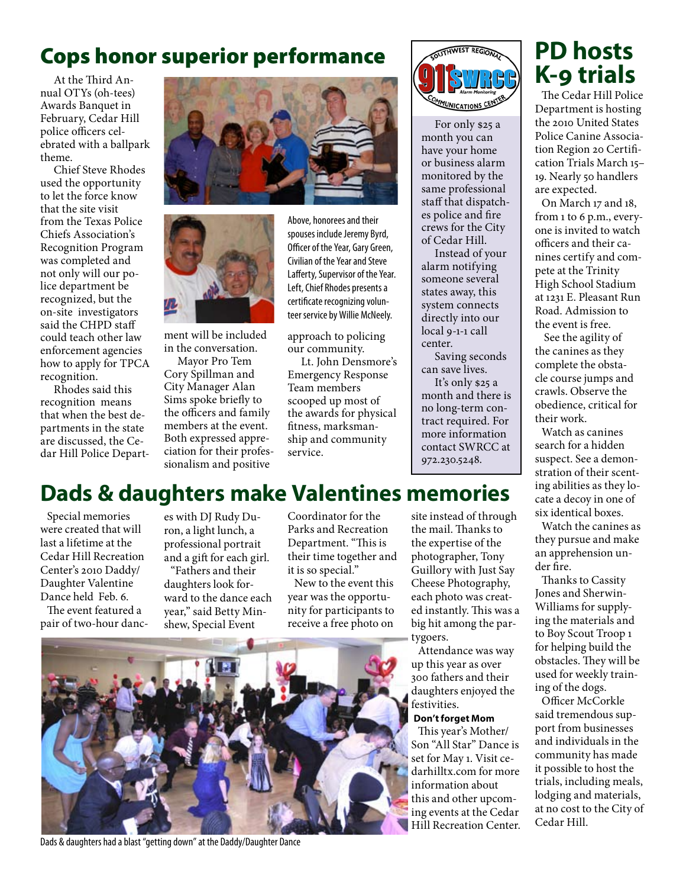# Cops honor superior performance

At the Third Annual OTYs (oh-tees) Awards Banquet in February, Cedar Hill police officers celebrated with a ballpark theme.

Chief Steve Rhodes used the opportunity to let the force know that the site visit from the Texas Police Chiefs Association's Recognition Program was completed and not only will our police department be recognized, but the on-site investigators said the CHPD staff could teach other law enforcement agencies how to apply for TPCA recognition.

Rhodes said this recognition means that when the best departments in the state are discussed, the Cedar Hill Police Department will be included in the conversation.

Mayor Pro Tem Cory Spillman and City Manager Alan Sims spoke briefly to the officers and family members at the event. Both expressed appreciation for their professionalism and positive approach to policing our community.

Lt. John Densmore's Emergency Response Team members scooped up most of the awards for physical fitness, marksmanship and community service.

Above, honorees and their spouses include Jeremy Byrd, Officer of the Year, Gary Green, Civilian of the Year and Steve Lafferty, Supervisor of the Year. Left, Chief Rhodes presents a certificate recognizing volunteer service by Willie McNeely.

---

**Southwest Regional Communications Center — 911 SWRCC Alarm Monitoring**

For only $25 a month you can have your home or business alarm monitored by the same professional staff that dispatches police and fire crews for the City of Cedar Hill.

Instead of your alarm notifying someone several states away, this system connects directly into our local 9-1-1 call center.

Saving seconds can save lives.

It's only $25 a month and there is no long-term contract required. For more information contact SWRCC at 972.230.5248.

---

# PD hosts K-9 trials

The Cedar Hill Police Department is hosting the 2010 United States Police Canine Association Region 20 Certification Trials March 15–19. Nearly 50 handlers are expected.

On March 17 and 18, from 1 to 6 p.m., everyone is invited to watch officers and their canines certify and compete at the Trinity High School Stadium at 1231 E. Pleasant Run Road. Admission to the event is free.

See the agility of the canines as they complete the obstacle course jumps and crawls. Observe the obedience, critical for their work.

Watch as canines search for a hidden suspect. See a demonstration of their scenting abilities as they locate a decoy in one of six identical boxes.

Watch the canines as they pursue and make an apprehension under fire.

Thanks to Cassity Jones and Sherwin-Williams for supplying the materials and to Boy Scout Troop 1 for helping build the obstacles. They will be used for weekly training of the dogs.

Officer McCorkle said tremendous support from businesses and individuals in the community has made it possible to host the trials, including meals, lodging and materials, at no cost to the City of Cedar Hill.

---

# Dads & daughters make Valentines memories

Special memories were created that will last a lifetime at the Cedar Hill Recreation Center's 2010 Daddy/Daughter Valentine Dance held Feb. 6.

The event featured a pair of two-hour dances with DJ Rudy Duron, a light lunch, a professional portrait and a gift for each girl.

"Fathers and their daughters look forward to the dance each year," said Betty Minshew, Special Event Coordinator for the Parks and Recreation Department. "This is their time together and it is so special."

New to the event this year was the opportunity for participants to receive a free photo on site instead of through the mail. Thanks to the expertise of the photographer, Tony Guillory with Just Say Cheese Photography, each photo was created instantly. This was a big hit among the partygoers.

Attendance was way up this year as over 300 fathers and their daughters enjoyed the festivities.

**Don't forget Mom**

This year's Mother/Son "All Star" Dance is set for May 1. Visit cedarhilltx.com for more information about this and other upcoming events at the Cedar Hill Recreation Center.

Dads & daughters had a blast "getting down" at the Daddy/Daughter Dance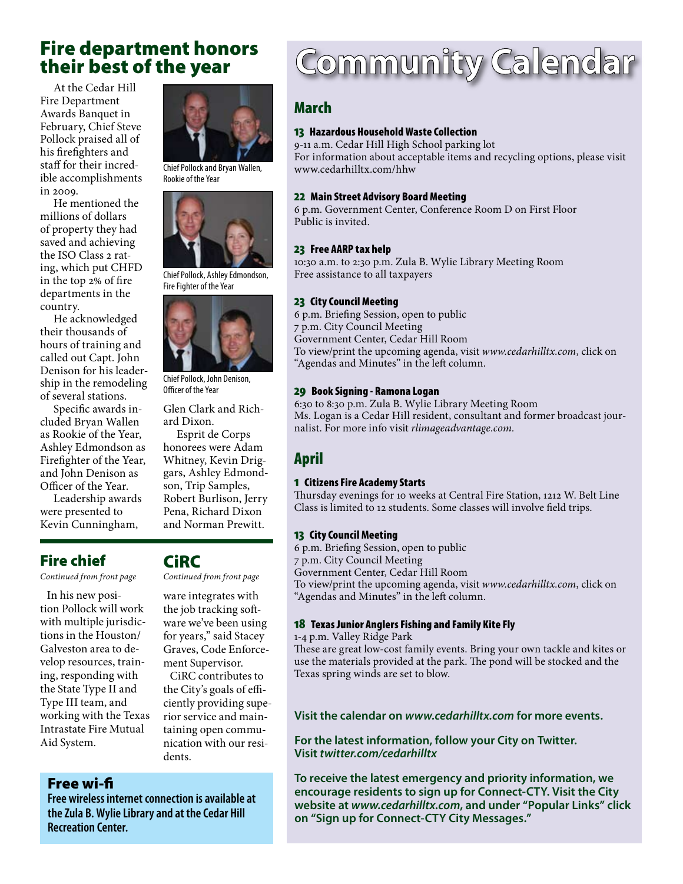# Fire department honors their best of the year

At the Cedar Hill Fire Department Awards Banquet in February, Chief Steve Pollock praised all of his firefighters and staff for their incredible accomplishments in 2009.

He mentioned the millions of dollars of property they had saved and achieving the ISO Class 2 rating, which put CHFD in the top 2% of fire departments in the country.

He acknowledged their thousands of hours of training and called out Capt. John Denison for his leadership in the remodeling of several stations.

Specific awards included Bryan Wallen as Rookie of the Year, Ashley Edmondson as Firefighter of the Year, and John Denison as Officer of the Year.

Leadership awards were presented to Kevin Cunningham, Glen Clark and Richard Dixon.

Esprit de Corps honorees were Adam Whitney, Kevin Driggars, Ashley Edmondson, Trip Samples, Robert Burlison, Jerry Pena, Richard Dixon and Norman Prewitt.

Chief Pollock and Bryan Wallen, Rookie of the Year

Chief Pollock, Ashley Edmondson, Fire Fighter of the Year

Chief Pollock, John Denison, Officer of the Year

## Fire chief

*Continued from front page*

In his new position Pollock will work with multiple jurisdictions in the Houston/Galveston area to develop resources, training, responding with the State Type II and Type III team, and working with the Texas Intrastate Fire Mutual Aid System.

## CiRC

*Continued from front page*

ware integrates with the job tracking software we've been using for years," said Stacey Graves, Code Enforcement Supervisor.

CiRC contributes to the City's goals of efficiently providing superior service and maintaining open communication with our residents.

## Free wi-fi

**Free wireless internet connection is available at the Zula B. Wylie Library and at the Cedar Hill Recreation Center.**

# Community Calendar

## March

### 13 Hazardous Household Waste Collection

9-11 a.m. Cedar Hill High School parking lot
For information about acceptable items and recycling options, please visit www.cedarhilltx.com/hhw

### 22 Main Street Advisory Board Meeting

6 p.m. Government Center, Conference Room D on First Floor
Public is invited.

### 23 Free AARP tax help

10:30 a.m. to 2:30 p.m. Zula B. Wylie Library Meeting Room
Free assistance to all taxpayers

### 23 City Council Meeting

6 p.m. Briefing Session, open to public
7 p.m. City Council Meeting
Government Center, Cedar Hill Room
To view/print the upcoming agenda, visit *www.cedarhilltx.com*, click on "Agendas and Minutes" in the left column.

### 29 Book Signing - Ramona Logan

6:30 to 8:30 p.m. Zula B. Wylie Library Meeting Room
Ms. Logan is a Cedar Hill resident, consultant and former broadcast journalist. For more info visit *rlimageadvantage.com.*

## April

### 1 Citizens Fire Academy Starts

Thursday evenings for 10 weeks at Central Fire Station, 1212 W. Belt Line
Class is limited to 12 students. Some classes will involve field trips.

### 13 City Council Meeting

6 p.m. Briefing Session, open to public
7 p.m. City Council Meeting
Government Center, Cedar Hill Room
To view/print the upcoming agenda, visit *www.cedarhilltx.com*, click on "Agendas and Minutes" in the left column.

### 18 Texas Junior Anglers Fishing and Family Kite Fly

1-4 p.m. Valley Ridge Park
These are great low-cost family events. Bring your own tackle and kites or use the materials provided at the park. The pond will be stocked and the Texas spring winds are set to blow.

**Visit the calendar on *www.cedarhilltx.com* for more events.**

**For the latest information, follow your City on Twitter. Visit *twitter.com/cedarhilltx***

**To receive the latest emergency and priority information, we encourage residents to sign up for Connect-CTY. Visit the City website at *www.cedarhilltx.com*, and under "Popular Links" click on "Sign up for Connect-CTY City Messages."**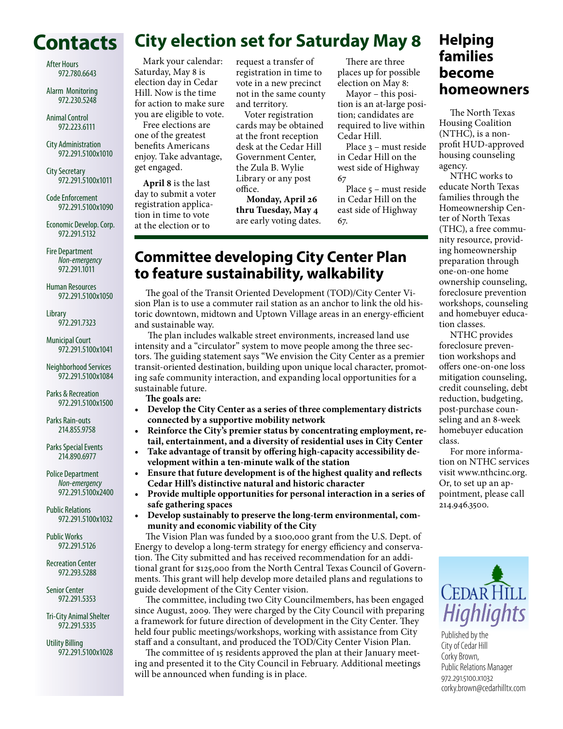# Contacts

After Hours
972.780.6643

Alarm Monitoring
972.230.5248

Animal Control
972.223.6111

City Administration
972.291.5100x1010

City Secretary
972.291.5100x1011

Code Enforcement
972.291.5100x1090

Economic Develop. Corp.
972.291.5132

Fire Department
*Non-emergency*
972.291.1011

Human Resources
972.291.5100x1050

Library
972.291.7323

Municipal Court
972.291.5100x1041

Neighborhood Services
972.291.5100x1084

Parks & Recreation
972.291.5100x1500

Parks Rain-outs
214.855.9758

Parks Special Events
214.890.6977

Police Department
*Non-emergency*
972.291.5100x2400

Public Relations
972.291.5100x1032

Public Works
972.291.5126

Recreation Center
972.293.5288

Senior Center
972.291.5353

Tri-City Animal Shelter
972.291.5335

Utility Billing
972.291.5100x1028

# City election set for Saturday May 8

Mark your calendar: Saturday, May 8 is election day in Cedar Hill. Now is the time for action to make sure you are eligible to vote.

Free elections are one of the greatest benefits Americans enjoy. Take advantage, get engaged.

**April 8** is the last day to submit a voter registration application in time to vote at the election or to request a transfer of registration in time to vote in a new precinct not in the same county and territory.

Voter registration cards may be obtained at the front reception desk at the Cedar Hill Government Center, the Zula B. Wylie Library or any post office.

**Monday, April 26 thru Tuesday, May 4** are early voting dates.

There are three places up for possible election on May 8:

Mayor – this position is an at-large position; candidates are required to live within Cedar Hill.

Place 3 – must reside in Cedar Hill on the west side of Highway 67

Place 5 – must reside in Cedar Hill on the east side of Highway 67.

# Committee developing City Center Plan to feature sustainability, walkability

The goal of the Transit Oriented Development (TOD)/City Center Vision Plan is to use a commuter rail station as an anchor to link the old historic downtown, midtown and Uptown Village areas in an energy-efficient and sustainable way.

The plan includes walkable street environments, increased land use intensity and a "circulator" system to move people among the three sectors. The guiding statement says "We envision the City Center as a premier transit-oriented destination, building upon unique local character, promoting safe community interaction, and expanding local opportunities for a sustainable future.

**The goals are:**

- **Develop the City Center as a series of three complementary districts connected by a supportive mobility network**
- **Reinforce the City's premier status by concentrating employment, retail, entertainment, and a diversity of residential uses in City Center**
- **Take advantage of transit by offering high-capacity accessibility development within a ten-minute walk of the station**
- **Ensure that future development is of the highest quality and reflects Cedar Hill's distinctive natural and historic character**
- **Provide multiple opportunities for personal interaction in a series of safe gathering spaces**
- **Develop sustainably to preserve the long-term environmental, community and economic viability of the City**

The Vision Plan was funded by a $100,000 grant from the U.S. Dept. of Energy to develop a long-term strategy for energy efficiency and conservation. The City submitted and has received recommendation for an additional grant for $125,000 from the North Central Texas Council of Governments. This grant will help develop more detailed plans and regulations to guide development of the City Center vision.

The committee, including two City Councilmembers, has been engaged since August, 2009. They were charged by the City Council with preparing a framework for future direction of development in the City Center. They held four public meetings/workshops, working with assistance from City staff and a consultant, and produced the TOD/City Center Vision Plan.

The committee of 15 residents approved the plan at their January meeting and presented it to the City Council in February. Additional meetings will be announced when funding is in place.

# Helping families become homeowners

The North Texas Housing Coalition (NTHC), is a non-profit HUD-approved housing counseling agency.

NTHC works to educate North Texas families through the Homeownership Center of North Texas (THC), a free community resource, providing homeownership preparation through one-on-one home ownership counseling, foreclosure prevention workshops, counseling and homebuyer education classes.

NTHC provides foreclosure prevention workshops and offers one-on-one loss mitigation counseling, credit counseling, debt reduction, budgeting, post-purchase counseling and an 8-week homebuyer education class.

For more information on NTHC services visit www.nthcinc.org. Or, to set up an appointment, please call 214.946.3500.

Cedar Hill *Highlights*

Published by the
City of Cedar Hill
Corky Brown,
Public Relations Manager
972.291.5100.x1032
corky.brown@cedarhilltx.com